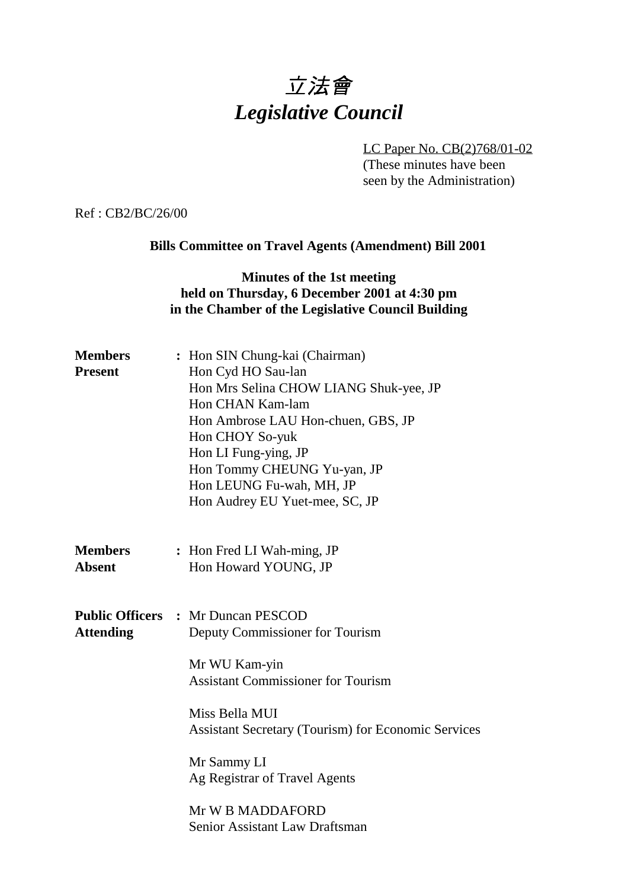# *立法會*
# *Legislative Council*

LC Paper No. CB(2)768/01-02
(These minutes have been seen by the Administration)

Ref : CB2/BC/26/00

**Bills Committee on Travel Agents (Amendment) Bill 2001**

**Minutes of the 1st meeting held on Thursday, 6 December 2001 at 4:30 pm in the Chamber of the Legislative Council Building**

**Members Present** : Hon SIN Chung-kai (Chairman)
Hon Cyd HO Sau-lan
Hon Mrs Selina CHOW LIANG Shuk-yee, JP
Hon CHAN Kam-lam
Hon Ambrose LAU Hon-chuen, GBS, JP
Hon CHOY So-yuk
Hon LI Fung-ying, JP
Hon Tommy CHEUNG Yu-yan, JP
Hon LEUNG Fu-wah, MH, JP
Hon Audrey EU Yuet-mee, SC, JP

**Members Absent** : Hon Fred LI Wah-ming, JP
Hon Howard YOUNG, JP

**Public Officers Attending** : Mr Duncan PESCOD
Deputy Commissioner for Tourism

Mr WU Kam-yin
Assistant Commissioner for Tourism

Miss Bella MUI
Assistant Secretary (Tourism) for Economic Services

Mr Sammy LI
Ag Registrar of Travel Agents

Mr W B MADDAFORD
Senior Assistant Law Draftsman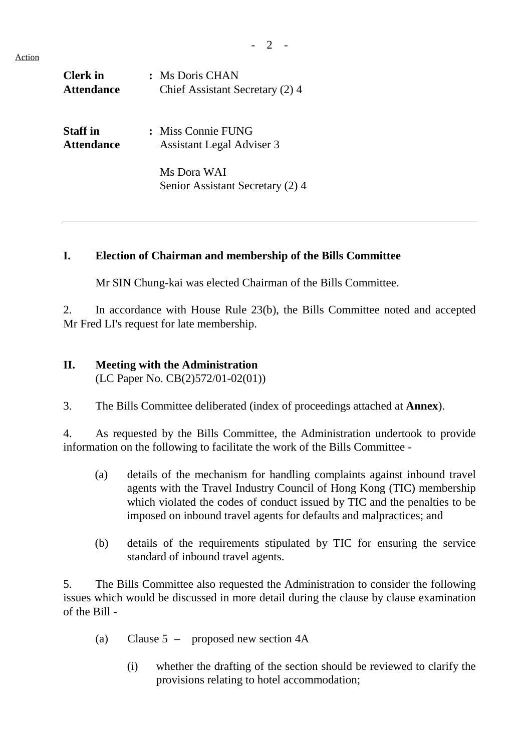**Clerk in Attendance** : Ms Doris CHAN
Chief Assistant Secretary (2) 4

**Staff in Attendance** : Miss Connie FUNG
Assistant Legal Adviser 3

Ms Dora WAI
Senior Assistant Secretary (2) 4

---

## I. Election of Chairman and membership of the Bills Committee

Mr SIN Chung-kai was elected Chairman of the Bills Committee.

2. In accordance with House Rule 23(b), the Bills Committee noted and accepted Mr Fred LI's request for late membership.

## II. Meeting with the Administration

(LC Paper No. CB(2)572/01-02(01))

3. The Bills Committee deliberated (index of proceedings attached at **Annex**).

4. As requested by the Bills Committee, the Administration undertook to provide information on the following to facilitate the work of the Bills Committee -

(a) details of the mechanism for handling complaints against inbound travel agents with the Travel Industry Council of Hong Kong (TIC) membership which violated the codes of conduct issued by TIC and the penalties to be imposed on inbound travel agents for defaults and malpractices; and

(b) details of the requirements stipulated by TIC for ensuring the service standard of inbound travel agents.

5. The Bills Committee also requested the Administration to consider the following issues which would be discussed in more detail during the clause by clause examination of the Bill -

(a) Clause 5 – proposed new section 4A

(i) whether the drafting of the section should be reviewed to clarify the provisions relating to hotel accommodation;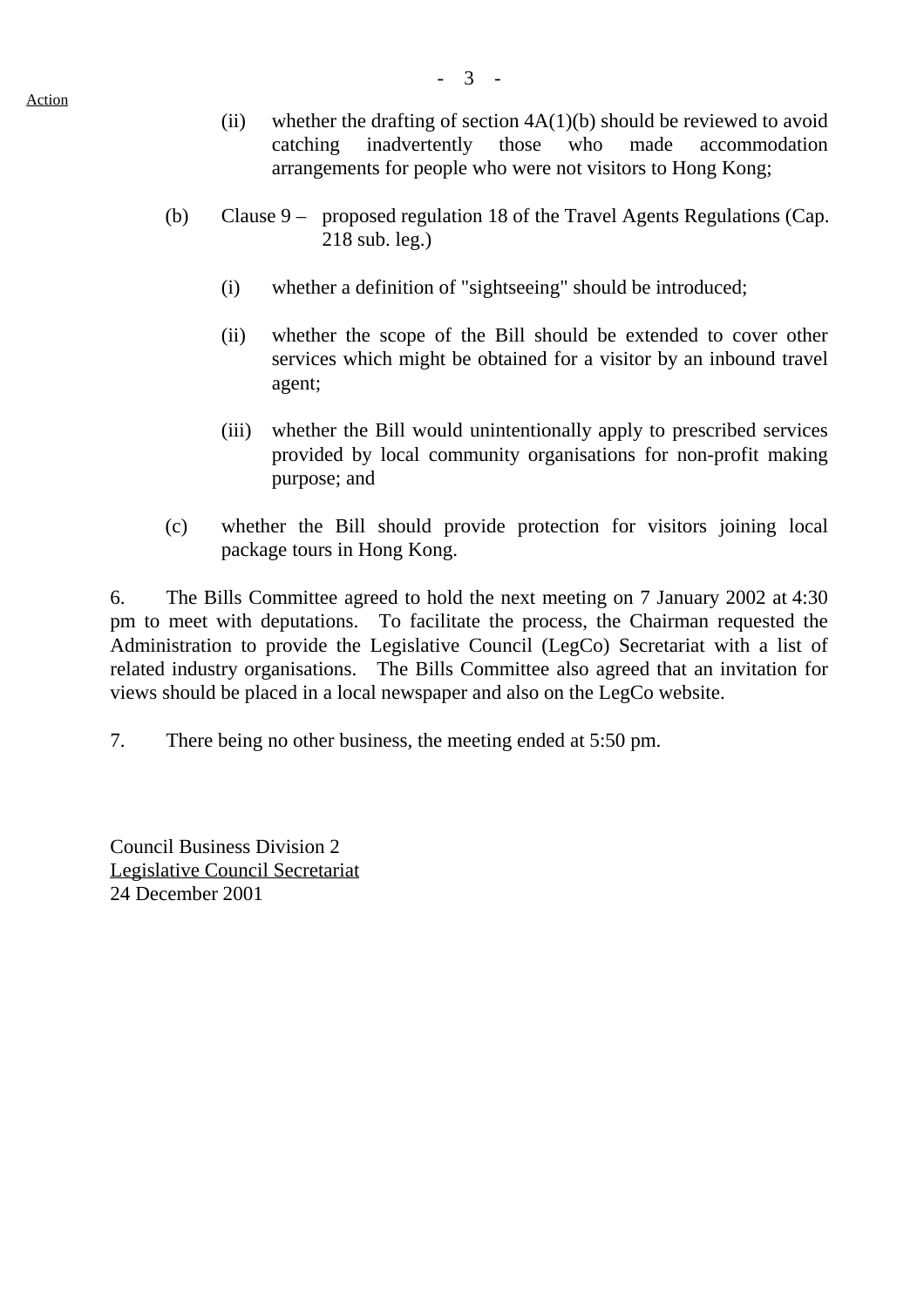Action

(ii) whether the drafting of section 4A(1)(b) should be reviewed to avoid catching inadvertently those who made accommodation arrangements for people who were not visitors to Hong Kong;

(b) Clause 9 – proposed regulation 18 of the Travel Agents Regulations (Cap. 218 sub. leg.)

(i) whether a definition of "sightseeing" should be introduced;

(ii) whether the scope of the Bill should be extended to cover other services which might be obtained for a visitor by an inbound travel agent;

(iii) whether the Bill would unintentionally apply to prescribed services provided by local community organisations for non-profit making purpose; and

(c) whether the Bill should provide protection for visitors joining local package tours in Hong Kong.

6. The Bills Committee agreed to hold the next meeting on 7 January 2002 at 4:30 pm to meet with deputations. To facilitate the process, the Chairman requested the Administration to provide the Legislative Council (LegCo) Secretariat with a list of related industry organisations. The Bills Committee also agreed that an invitation for views should be placed in a local newspaper and also on the LegCo website.

7. There being no other business, the meeting ended at 5:50 pm.

Council Business Division 2
Legislative Council Secretariat
24 December 2001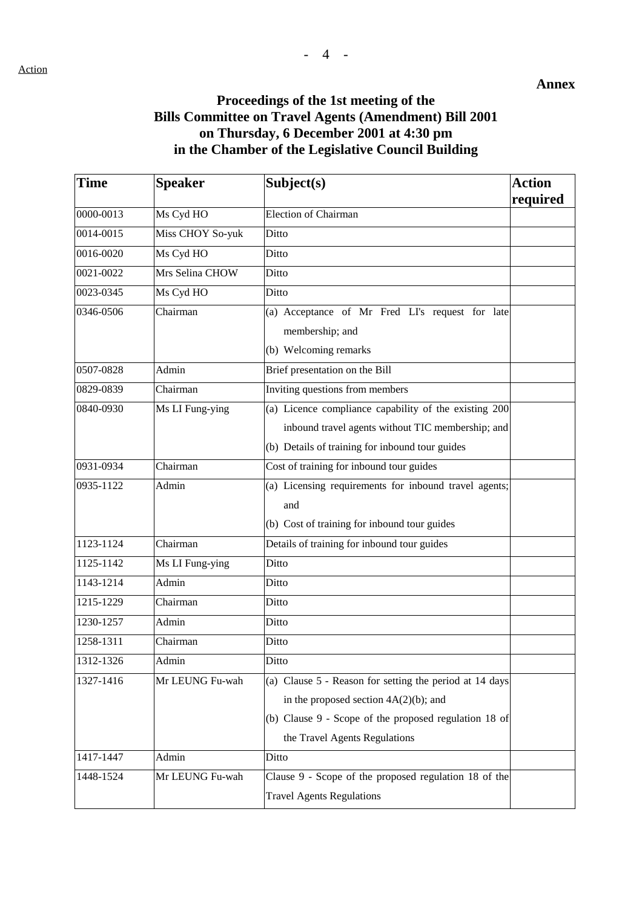Action

**Annex**

# Proceedings of the 1st meeting of the Bills Committee on Travel Agents (Amendment) Bill 2001 on Thursday, 6 December 2001 at 4:30 pm in the Chamber of the Legislative Council Building

| Time | Speaker | Subject(s) | Action required |
|---|---|---|---|
| 0000-0013 | Ms Cyd HO | Election of Chairman | |
| 0014-0015 | Miss CHOY So-yuk | Ditto | |
| 0016-0020 | Ms Cyd HO | Ditto | |
| 0021-0022 | Mrs Selina CHOW | Ditto | |
| 0023-0345 | Ms Cyd HO | Ditto | |
| 0346-0506 | Chairman | (a) Acceptance of Mr Fred LI's request for late membership; and<br>(b) Welcoming remarks | |
| 0507-0828 | Admin | Brief presentation on the Bill | |
| 0829-0839 | Chairman | Inviting questions from members | |
| 0840-0930 | Ms LI Fung-ying | (a) Licence compliance capability of the existing 200 inbound travel agents without TIC membership; and<br>(b) Details of training for inbound tour guides | |
| 0931-0934 | Chairman | Cost of training for inbound tour guides | |
| 0935-1122 | Admin | (a) Licensing requirements for inbound travel agents; and<br>(b) Cost of training for inbound tour guides | |
| 1123-1124 | Chairman | Details of training for inbound tour guides | |
| 1125-1142 | Ms LI Fung-ying | Ditto | |
| 1143-1214 | Admin | Ditto | |
| 1215-1229 | Chairman | Ditto | |
| 1230-1257 | Admin | Ditto | |
| 1258-1311 | Chairman | Ditto | |
| 1312-1326 | Admin | Ditto | |
| 1327-1416 | Mr LEUNG Fu-wah | (a) Clause 5 - Reason for setting the period at 14 days in the proposed section 4A(2)(b); and<br>(b) Clause 9 - Scope of the proposed regulation 18 of the Travel Agents Regulations | |
| 1417-1447 | Admin | Ditto | |
| 1448-1524 | Mr LEUNG Fu-wah | Clause 9 - Scope of the proposed regulation 18 of the Travel Agents Regulations | |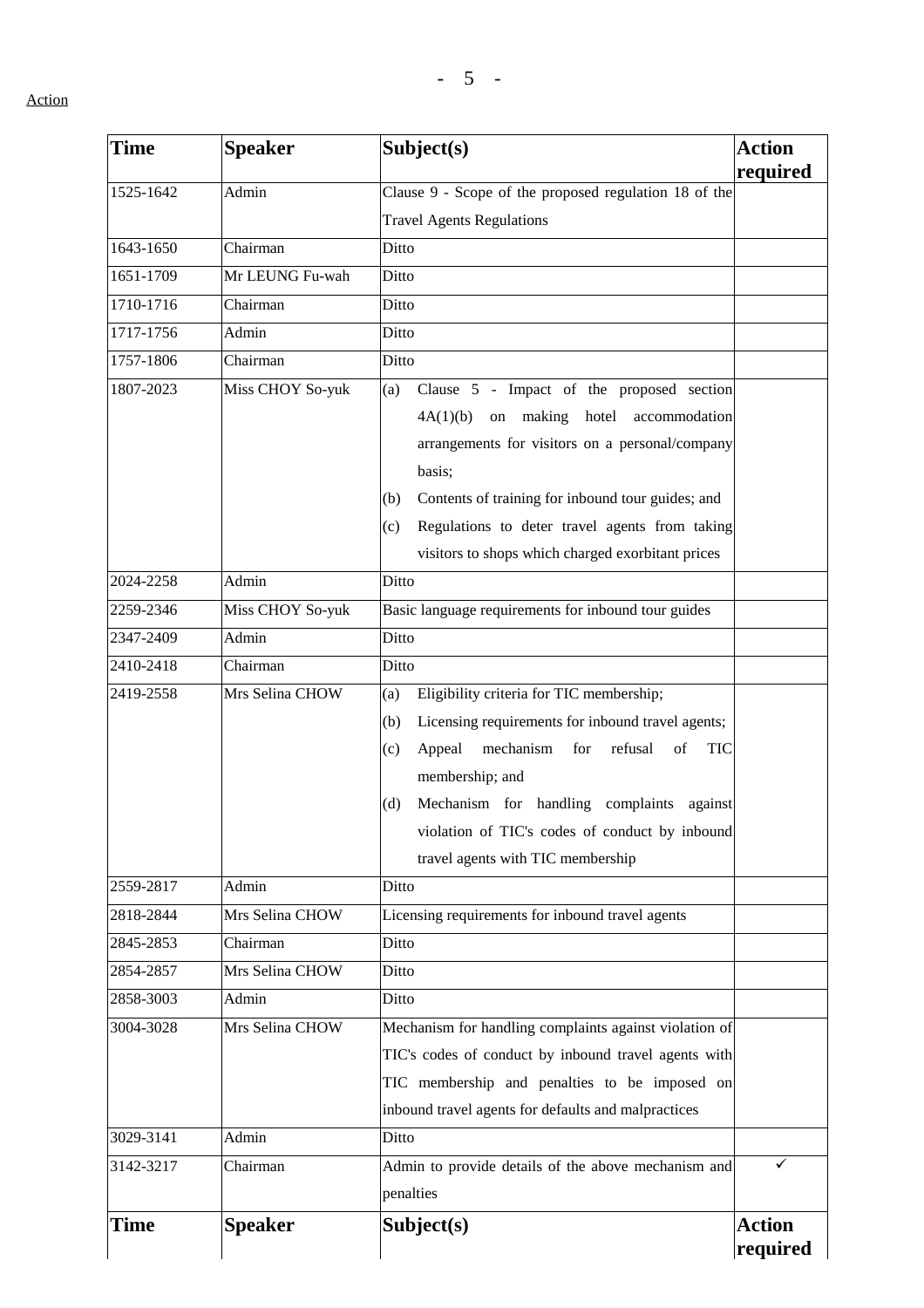Action

| Time | Speaker | Subject(s) | Action required |
|---|---|---|---|
| 1525-1642 | Admin | Clause 9 - Scope of the proposed regulation 18 of the Travel Agents Regulations | |
| 1643-1650 | Chairman | Ditto | |
| 1651-1709 | Mr LEUNG Fu-wah | Ditto | |
| 1710-1716 | Chairman | Ditto | |
| 1717-1756 | Admin | Ditto | |
| 1757-1806 | Chairman | Ditto | |
| 1807-2023 | Miss CHOY So-yuk | (a) Clause 5 - Impact of the proposed section 4A(1)(b) on making hotel accommodation arrangements for visitors on a personal/company basis; (b) Contents of training for inbound tour guides; and (c) Regulations to deter travel agents from taking visitors to shops which charged exorbitant prices | |
| 2024-2258 | Admin | Ditto | |
| 2259-2346 | Miss CHOY So-yuk | Basic language requirements for inbound tour guides | |
| 2347-2409 | Admin | Ditto | |
| 2410-2418 | Chairman | Ditto | |
| 2419-2558 | Mrs Selina CHOW | (a) Eligibility criteria for TIC membership; (b) Licensing requirements for inbound travel agents; (c) Appeal mechanism for refusal of TIC membership; and (d) Mechanism for handling complaints against violation of TIC's codes of conduct by inbound travel agents with TIC membership | |
| 2559-2817 | Admin | Ditto | |
| 2818-2844 | Mrs Selina CHOW | Licensing requirements for inbound travel agents | |
| 2845-2853 | Chairman | Ditto | |
| 2854-2857 | Mrs Selina CHOW | Ditto | |
| 2858-3003 | Admin | Ditto | |
| 3004-3028 | Mrs Selina CHOW | Mechanism for handling complaints against violation of TIC's codes of conduct by inbound travel agents with TIC membership and penalties to be imposed on inbound travel agents for defaults and malpractices | |
| 3029-3141 | Admin | Ditto | |
| 3142-3217 | Chairman | Admin to provide details of the above mechanism and penalties | ✓ |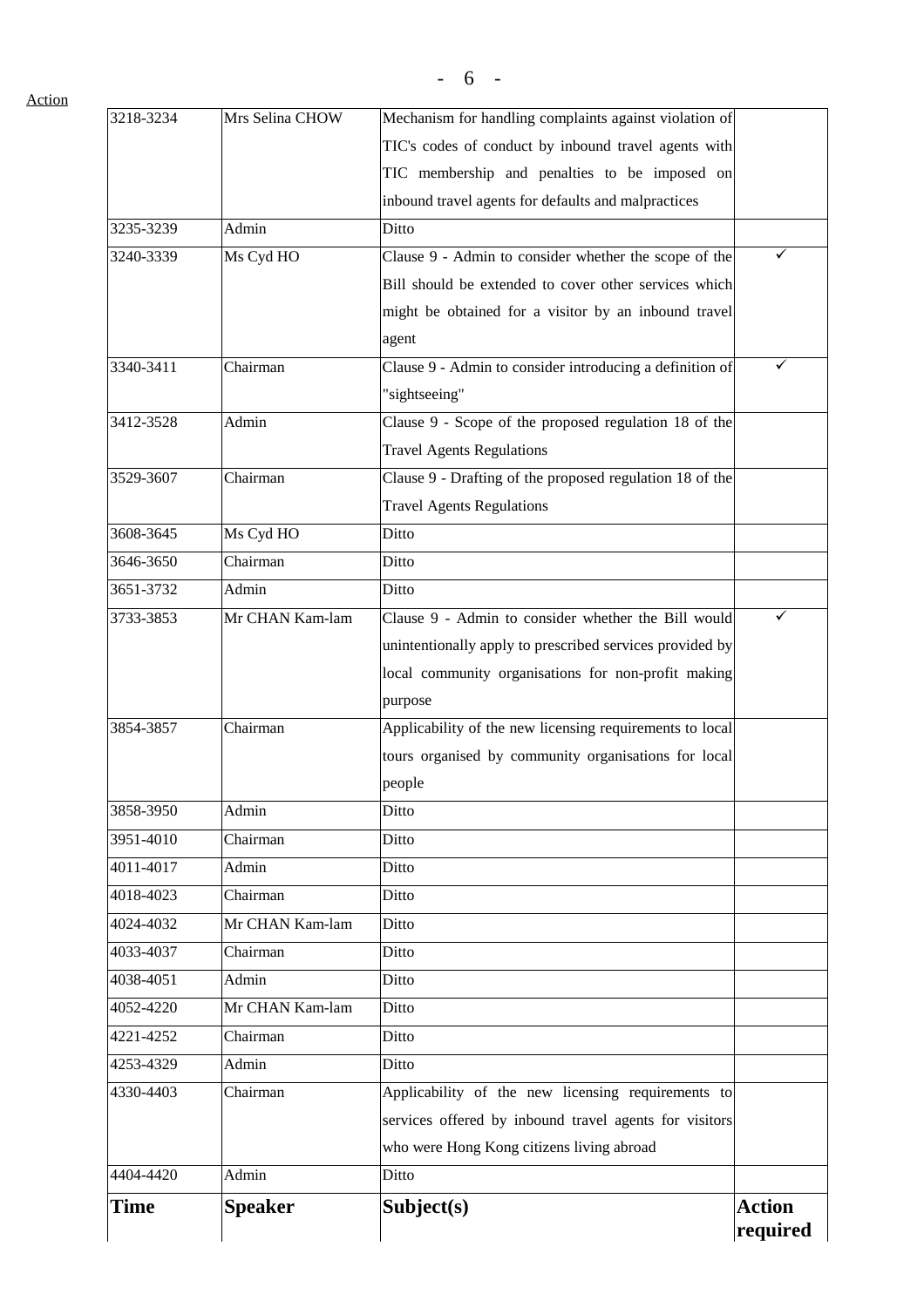Action

| Time | Speaker | Subject(s) | Action required |
|---|---|---|---|
| 3218-3234 | Mrs Selina CHOW | Mechanism for handling complaints against violation of TIC's codes of conduct by inbound travel agents with TIC membership and penalties to be imposed on inbound travel agents for defaults and malpractices | |
| 3235-3239 | Admin | Ditto | |
| 3240-3339 | Ms Cyd HO | Clause 9 - Admin to consider whether the scope of the Bill should be extended to cover other services which might be obtained for a visitor by an inbound travel agent | ✓ |
| 3340-3411 | Chairman | Clause 9 - Admin to consider introducing a definition of "sightseeing" | ✓ |
| 3412-3528 | Admin | Clause 9 - Scope of the proposed regulation 18 of the Travel Agents Regulations | |
| 3529-3607 | Chairman | Clause 9 - Drafting of the proposed regulation 18 of the Travel Agents Regulations | |
| 3608-3645 | Ms Cyd HO | Ditto | |
| 3646-3650 | Chairman | Ditto | |
| 3651-3732 | Admin | Ditto | |
| 3733-3853 | Mr CHAN Kam-lam | Clause 9 - Admin to consider whether the Bill would unintentionally apply to prescribed services provided by local community organisations for non-profit making purpose | ✓ |
| 3854-3857 | Chairman | Applicability of the new licensing requirements to local tours organised by community organisations for local people | |
| 3858-3950 | Admin | Ditto | |
| 3951-4010 | Chairman | Ditto | |
| 4011-4017 | Admin | Ditto | |
| 4018-4023 | Chairman | Ditto | |
| 4024-4032 | Mr CHAN Kam-lam | Ditto | |
| 4033-4037 | Chairman | Ditto | |
| 4038-4051 | Admin | Ditto | |
| 4052-4220 | Mr CHAN Kam-lam | Ditto | |
| 4221-4252 | Chairman | Ditto | |
| 4253-4329 | Admin | Ditto | |
| 4330-4403 | Chairman | Applicability of the new licensing requirements to services offered by inbound travel agents for visitors who were Hong Kong citizens living abroad | |
| 4404-4420 | Admin | Ditto | |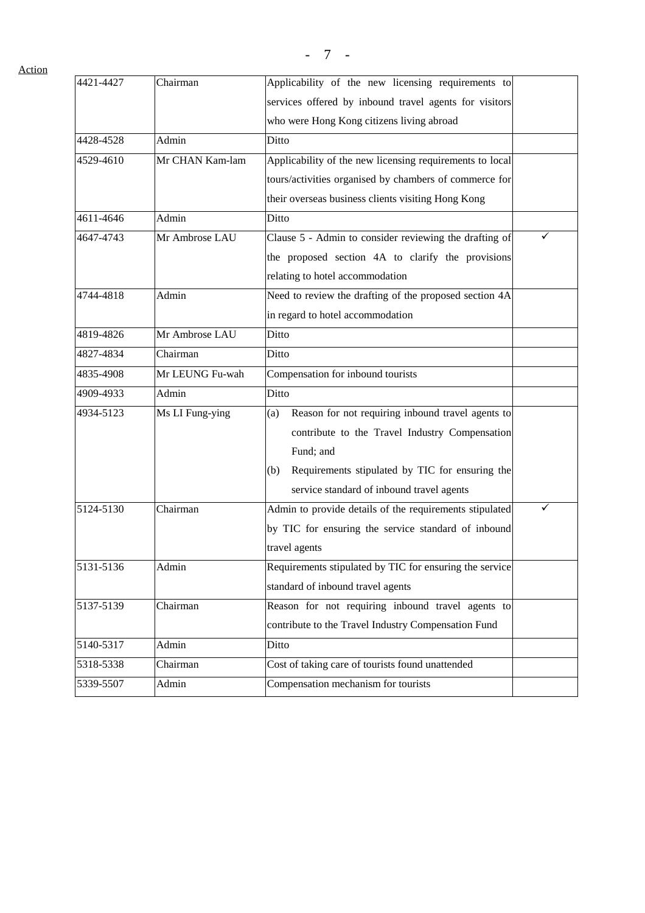Action

| | | | |
|---|---|---|---|
| 4421-4427 | Chairman | Applicability of the new licensing requirements to services offered by inbound travel agents for visitors who were Hong Kong citizens living abroad | |
| 4428-4528 | Admin | Ditto | |
| 4529-4610 | Mr CHAN Kam-lam | Applicability of the new licensing requirements to local tours/activities organised by chambers of commerce for their overseas business clients visiting Hong Kong | |
| 4611-4646 | Admin | Ditto | |
| 4647-4743 | Mr Ambrose LAU | Clause 5 - Admin to consider reviewing the drafting of the proposed section 4A to clarify the provisions relating to hotel accommodation | ✓ |
| 4744-4818 | Admin | Need to review the drafting of the proposed section 4A in regard to hotel accommodation | |
| 4819-4826 | Mr Ambrose LAU | Ditto | |
| 4827-4834 | Chairman | Ditto | |
| 4835-4908 | Mr LEUNG Fu-wah | Compensation for inbound tourists | |
| 4909-4933 | Admin | Ditto | |
| 4934-5123 | Ms LI Fung-ying | (a) Reason for not requiring inbound travel agents to contribute to the Travel Industry Compensation Fund; and (b) Requirements stipulated by TIC for ensuring the service standard of inbound travel agents | |
| 5124-5130 | Chairman | Admin to provide details of the requirements stipulated by TIC for ensuring the service standard of inbound travel agents | ✓ |
| 5131-5136 | Admin | Requirements stipulated by TIC for ensuring the service standard of inbound travel agents | |
| 5137-5139 | Chairman | Reason for not requiring inbound travel agents to contribute to the Travel Industry Compensation Fund | |
| 5140-5317 | Admin | Ditto | |
| 5318-5338 | Chairman | Cost of taking care of tourists found unattended | |
| 5339-5507 | Admin | Compensation mechanism for tourists | |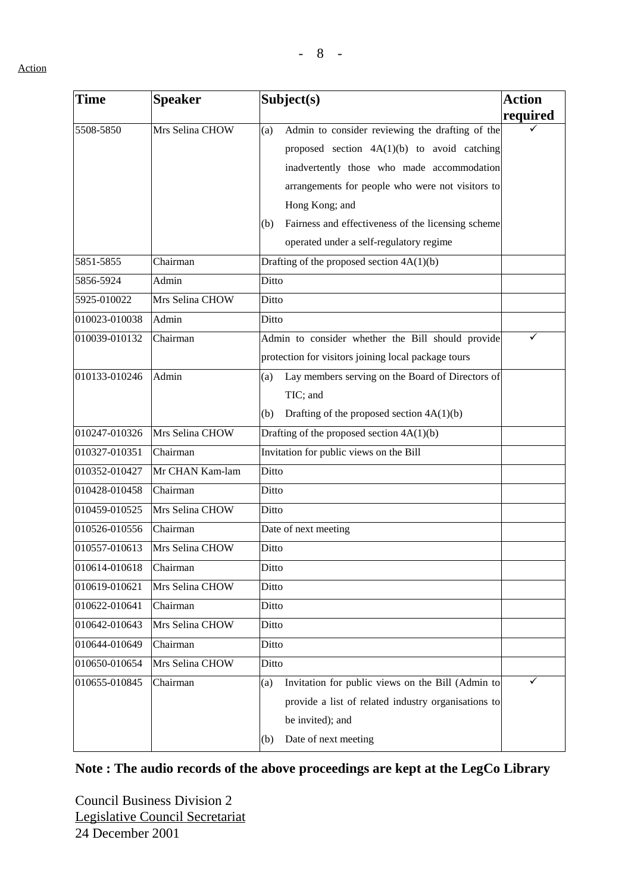Action

| Time | Speaker | Subject(s) | Action required |
|---|---|---|---|
| 5508-5850 | Mrs Selina CHOW | (a) Admin to consider reviewing the drafting of the proposed section 4A(1)(b) to avoid catching inadvertently those who made accommodation arrangements for people who were not visitors to Hong Kong; and (b) Fairness and effectiveness of the licensing scheme operated under a self-regulatory regime | ✓ |
| 5851-5855 | Chairman | Drafting of the proposed section 4A(1)(b) | |
| 5856-5924 | Admin | Ditto | |
| 5925-010022 | Mrs Selina CHOW | Ditto | |
| 010023-010038 | Admin | Ditto | |
| 010039-010132 | Chairman | Admin to consider whether the Bill should provide protection for visitors joining local package tours | ✓ |
| 010133-010246 | Admin | (a) Lay members serving on the Board of Directors of TIC; and (b) Drafting of the proposed section 4A(1)(b) | |
| 010247-010326 | Mrs Selina CHOW | Drafting of the proposed section 4A(1)(b) | |
| 010327-010351 | Chairman | Invitation for public views on the Bill | |
| 010352-010427 | Mr CHAN Kam-lam | Ditto | |
| 010428-010458 | Chairman | Ditto | |
| 010459-010525 | Mrs Selina CHOW | Ditto | |
| 010526-010556 | Chairman | Date of next meeting | |
| 010557-010613 | Mrs Selina CHOW | Ditto | |
| 010614-010618 | Chairman | Ditto | |
| 010619-010621 | Mrs Selina CHOW | Ditto | |
| 010622-010641 | Chairman | Ditto | |
| 010642-010643 | Mrs Selina CHOW | Ditto | |
| 010644-010649 | Chairman | Ditto | |
| 010650-010654 | Mrs Selina CHOW | Ditto | |
| 010655-010845 | Chairman | (a) Invitation for public views on the Bill (Admin to provide a list of related industry organisations to be invited); and (b) Date of next meeting | ✓ |

**Note : The audio records of the above proceedings are kept at the LegCo Library**

Council Business Division 2
Legislative Council Secretariat
24 December 2001